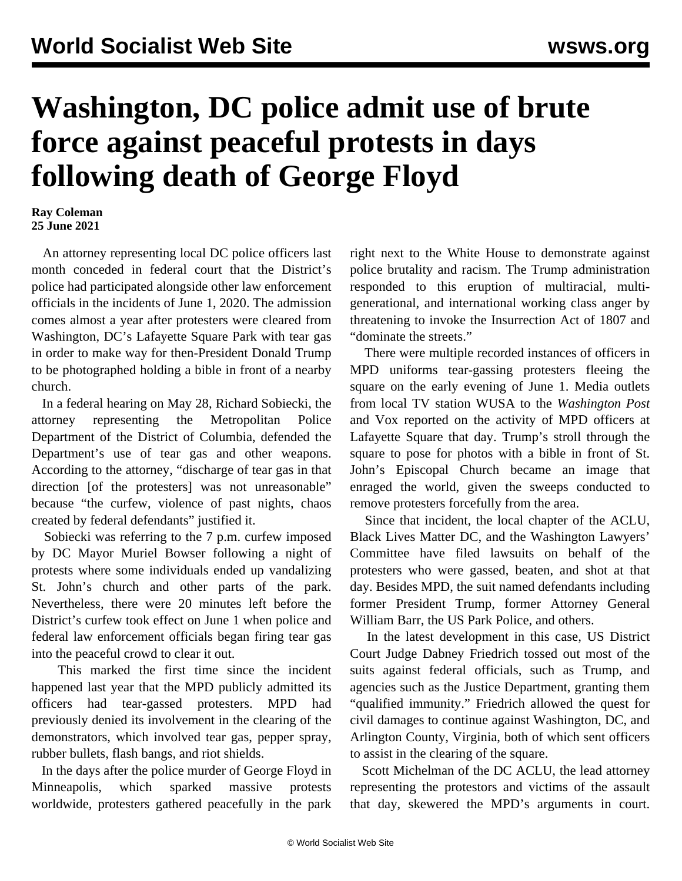# Washington, DC police admit use of brute force against peaceful protests in days following death of George Floyd

**Ray Coleman**
**25 June 2021**

An attorney representing local DC police officers last month conceded in federal court that the District's police had participated alongside other law enforcement officials in the incidents of June 1, 2020. The admission comes almost a year after protesters were cleared from Washington, DC's Lafayette Square Park with tear gas in order to make way for then-President Donald Trump to be photographed holding a bible in front of a nearby church.

In a federal hearing on May 28, Richard Sobiecki, the attorney representing the Metropolitan Police Department of the District of Columbia, defended the Department's use of tear gas and other weapons. According to the attorney, "discharge of tear gas in that direction [of the protesters] was not unreasonable" because "the curfew, violence of past nights, chaos created by federal defendants" justified it.

Sobiecki was referring to the 7 p.m. curfew imposed by DC Mayor Muriel Bowser following a night of protests where some individuals ended up vandalizing St. John's church and other parts of the park. Nevertheless, there were 20 minutes left before the District's curfew took effect on June 1 when police and federal law enforcement officials began firing tear gas into the peaceful crowd to clear it out.

This marked the first time since the incident happened last year that the MPD publicly admitted its officers had tear-gassed protesters. MPD had previously denied its involvement in the clearing of the demonstrators, which involved tear gas, pepper spray, rubber bullets, flash bangs, and riot shields.

In the days after the police murder of George Floyd in Minneapolis, which sparked massive protests worldwide, protesters gathered peacefully in the park right next to the White House to demonstrate against police brutality and racism. The Trump administration responded to this eruption of multiracial, multi-generational, and international working class anger by threatening to invoke the Insurrection Act of 1807 and "dominate the streets."

There were multiple recorded instances of officers in MPD uniforms tear-gassing protesters fleeing the square on the early evening of June 1. Media outlets from local TV station WUSA to the *Washington Post* and Vox reported on the activity of MPD officers at Lafayette Square that day. Trump's stroll through the square to pose for photos with a bible in front of St. John's Episcopal Church became an image that enraged the world, given the sweeps conducted to remove protesters forcefully from the area.

Since that incident, the local chapter of the ACLU, Black Lives Matter DC, and the Washington Lawyers' Committee have filed lawsuits on behalf of the protesters who were gassed, beaten, and shot at that day. Besides MPD, the suit named defendants including former President Trump, former Attorney General William Barr, the US Park Police, and others.

In the latest development in this case, US District Court Judge Dabney Friedrich tossed out most of the suits against federal officials, such as Trump, and agencies such as the Justice Department, granting them "qualified immunity." Friedrich allowed the quest for civil damages to continue against Washington, DC, and Arlington County, Virginia, both of which sent officers to assist in the clearing of the square.

Scott Michelman of the DC ACLU, the lead attorney representing the protestors and victims of the assault that day, skewered the MPD's arguments in court.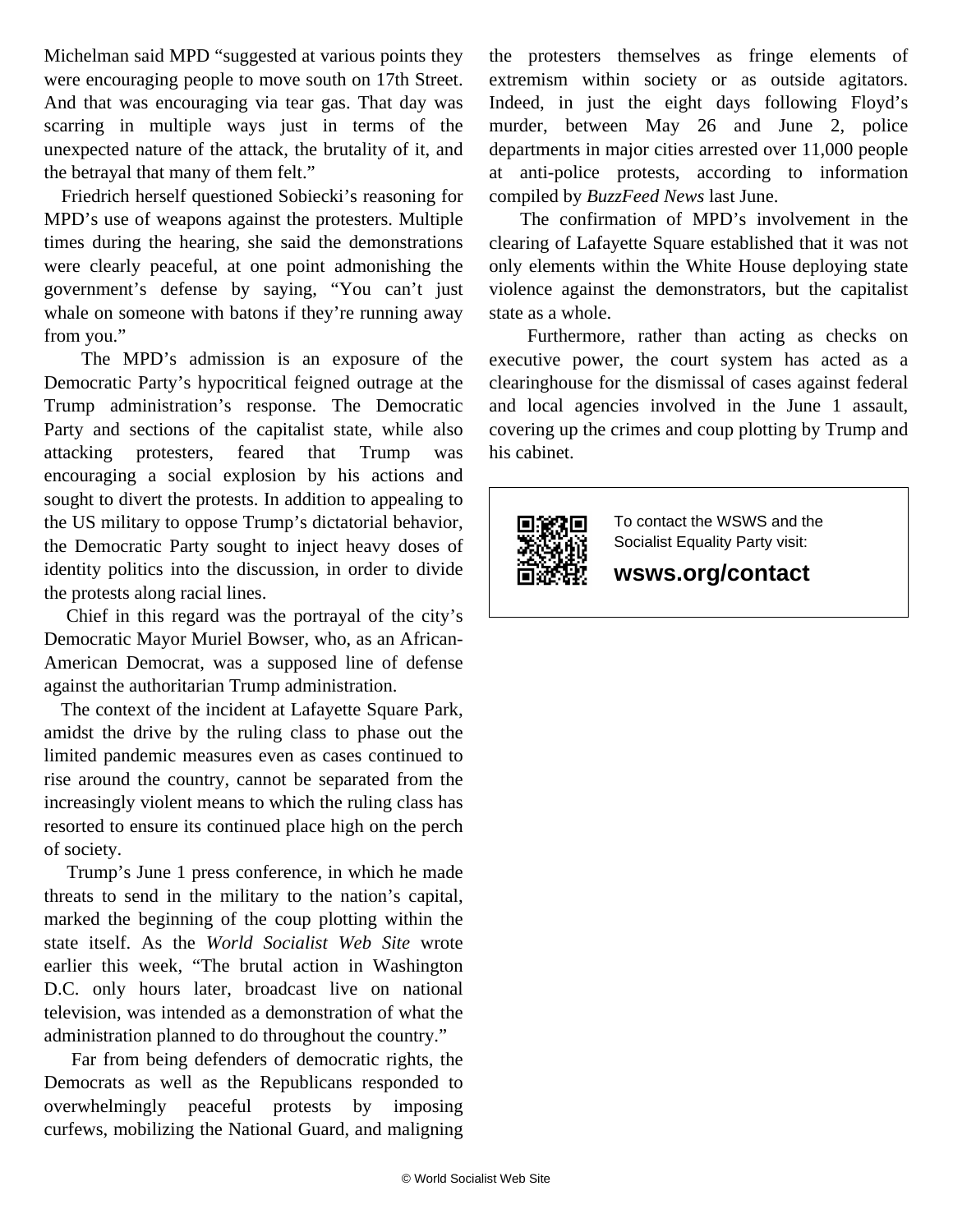Michelman said MPD "suggested at various points they were encouraging people to move south on 17th Street. And that was encouraging via tear gas. That day was scarring in multiple ways just in terms of the unexpected nature of the attack, the brutality of it, and the betrayal that many of them felt."

Friedrich herself questioned Sobiecki's reasoning for MPD's use of weapons against the protesters. Multiple times during the hearing, she said the demonstrations were clearly peaceful, at one point admonishing the government's defense by saying, "You can't just whale on someone with batons if they're running away from you."

The MPD's admission is an exposure of the Democratic Party's hypocritical feigned outrage at the Trump administration's response. The Democratic Party and sections of the capitalist state, while also attacking protesters, feared that Trump was encouraging a social explosion by his actions and sought to divert the protests. In addition to appealing to the US military to oppose Trump's dictatorial behavior, the Democratic Party sought to inject heavy doses of identity politics into the discussion, in order to divide the protests along racial lines.

Chief in this regard was the portrayal of the city's Democratic Mayor Muriel Bowser, who, as an African-American Democrat, was a supposed line of defense against the authoritarian Trump administration.

The context of the incident at Lafayette Square Park, amidst the drive by the ruling class to phase out the limited pandemic measures even as cases continued to rise around the country, cannot be separated from the increasingly violent means to which the ruling class has resorted to ensure its continued place high on the perch of society.

Trump's June 1 press conference, in which he made threats to send in the military to the nation's capital, marked the beginning of the coup plotting within the state itself. As the *World Socialist Web Site* wrote earlier this week, "The brutal action in Washington D.C. only hours later, broadcast live on national television, was intended as a demonstration of what the administration planned to do throughout the country."

Far from being defenders of democratic rights, the Democrats as well as the Republicans responded to overwhelmingly peaceful protests by imposing curfews, mobilizing the National Guard, and maligning the protesters themselves as fringe elements of extremism within society or as outside agitators. Indeed, in just the eight days following Floyd's murder, between May 26 and June 2, police departments in major cities arrested over 11,000 people at anti-police protests, according to information compiled by *BuzzFeed News* last June.

The confirmation of MPD's involvement in the clearing of Lafayette Square established that it was not only elements within the White House deploying state violence against the demonstrators, but the capitalist state as a whole.

Furthermore, rather than acting as checks on executive power, the court system has acted as a clearinghouse for the dismissal of cases against federal and local agencies involved in the June 1 assault, covering up the crimes and coup plotting by Trump and his cabinet.

To contact the WSWS and the Socialist Equality Party visit:

**wsws.org/contact**